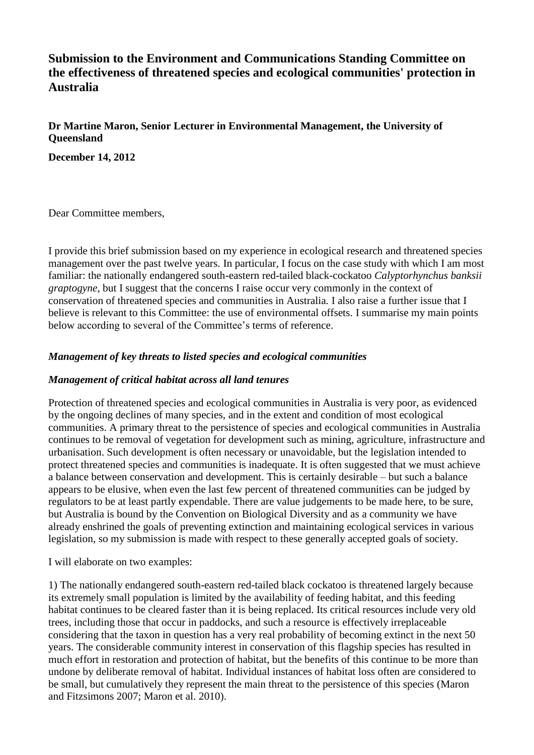# Submission to the Environment and Communications Standing Committee on the effectiveness of threatened species and ecological communities' protection in Australia

**Dr Martine Maron, Senior Lecturer in Environmental Management, the University of Queensland**

**December 14, 2012**

Dear Committee members,

I provide this brief submission based on my experience in ecological research and threatened species management over the past twelve years. In particular, I focus on the case study with which I am most familiar: the nationally endangered south-eastern red-tailed black-cockatoo *Calyptorhynchus banksii graptogyne*, but I suggest that the concerns I raise occur very commonly in the context of conservation of threatened species and communities in Australia. I also raise a further issue that I believe is relevant to this Committee: the use of environmental offsets. I summarise my main points below according to several of the Committee's terms of reference.

### *Management of key threats to listed species and ecological communities*

### *Management of critical habitat across all land tenures*

Protection of threatened species and ecological communities in Australia is very poor, as evidenced by the ongoing declines of many species, and in the extent and condition of most ecological communities. A primary threat to the persistence of species and ecological communities in Australia continues to be removal of vegetation for development such as mining, agriculture, infrastructure and urbanisation. Such development is often necessary or unavoidable, but the legislation intended to protect threatened species and communities is inadequate. It is often suggested that we must achieve a balance between conservation and development. This is certainly desirable – but such a balance appears to be elusive, when even the last few percent of threatened communities can be judged by regulators to be at least partly expendable. There are value judgements to be made here, to be sure, but Australia is bound by the Convention on Biological Diversity and as a community we have already enshrined the goals of preventing extinction and maintaining ecological services in various legislation, so my submission is made with respect to these generally accepted goals of society.

I will elaborate on two examples:

1) The nationally endangered south-eastern red-tailed black cockatoo is threatened largely because its extremely small population is limited by the availability of feeding habitat, and this feeding habitat continues to be cleared faster than it is being replaced. Its critical resources include very old trees, including those that occur in paddocks, and such a resource is effectively irreplaceable considering that the taxon in question has a very real probability of becoming extinct in the next 50 years. The considerable community interest in conservation of this flagship species has resulted in much effort in restoration and protection of habitat, but the benefits of this continue to be more than undone by deliberate removal of habitat. Individual instances of habitat loss often are considered to be small, but cumulatively they represent the main threat to the persistence of this species (Maron and Fitzsimons 2007; Maron et al. 2010).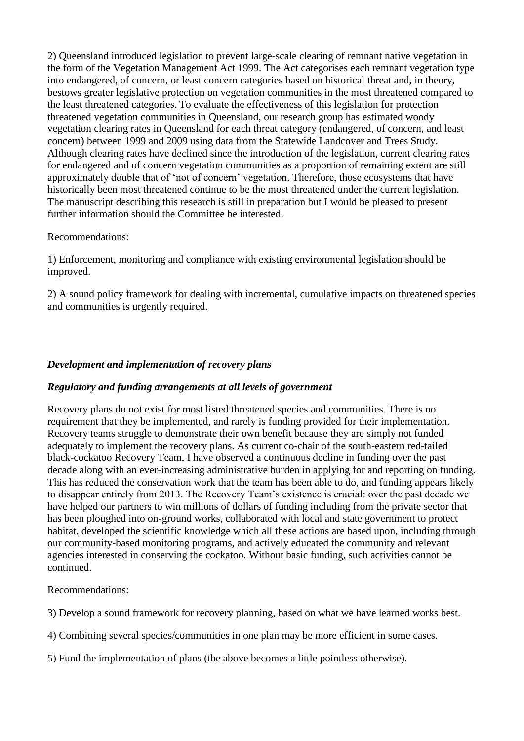2) Queensland introduced legislation to prevent large-scale clearing of remnant native vegetation in the form of the Vegetation Management Act 1999. The Act categorises each remnant vegetation type into endangered, of concern, or least concern categories based on historical threat and, in theory, bestows greater legislative protection on vegetation communities in the most threatened compared to the least threatened categories. To evaluate the effectiveness of this legislation for protection threatened vegetation communities in Queensland, our research group has estimated woody vegetation clearing rates in Queensland for each threat category (endangered, of concern, and least concern) between 1999 and 2009 using data from the Statewide Landcover and Trees Study. Although clearing rates have declined since the introduction of the legislation, current clearing rates for endangered and of concern vegetation communities as a proportion of remaining extent are still approximately double that of 'not of concern' vegetation. Therefore, those ecosystems that have historically been most threatened continue to be the most threatened under the current legislation. The manuscript describing this research is still in preparation but I would be pleased to present further information should the Committee be interested.

Recommendations:

1) Enforcement, monitoring and compliance with existing environmental legislation should be improved.

2) A sound policy framework for dealing with incremental, cumulative impacts on threatened species and communities is urgently required.

***Development and implementation of recovery plans***

***Regulatory and funding arrangements at all levels of government***

Recovery plans do not exist for most listed threatened species and communities. There is no requirement that they be implemented, and rarely is funding provided for their implementation. Recovery teams struggle to demonstrate their own benefit because they are simply not funded adequately to implement the recovery plans. As current co-chair of the south-eastern red-tailed black-cockatoo Recovery Team, I have observed a continuous decline in funding over the past decade along with an ever-increasing administrative burden in applying for and reporting on funding. This has reduced the conservation work that the team has been able to do, and funding appears likely to disappear entirely from 2013. The Recovery Team's existence is crucial: over the past decade we have helped our partners to win millions of dollars of funding including from the private sector that has been ploughed into on-ground works, collaborated with local and state government to protect habitat, developed the scientific knowledge which all these actions are based upon, including through our community-based monitoring programs, and actively educated the community and relevant agencies interested in conserving the cockatoo. Without basic funding, such activities cannot be continued.

Recommendations:

3) Develop a sound framework for recovery planning, based on what we have learned works best.

4) Combining several species/communities in one plan may be more efficient in some cases.

5) Fund the implementation of plans (the above becomes a little pointless otherwise).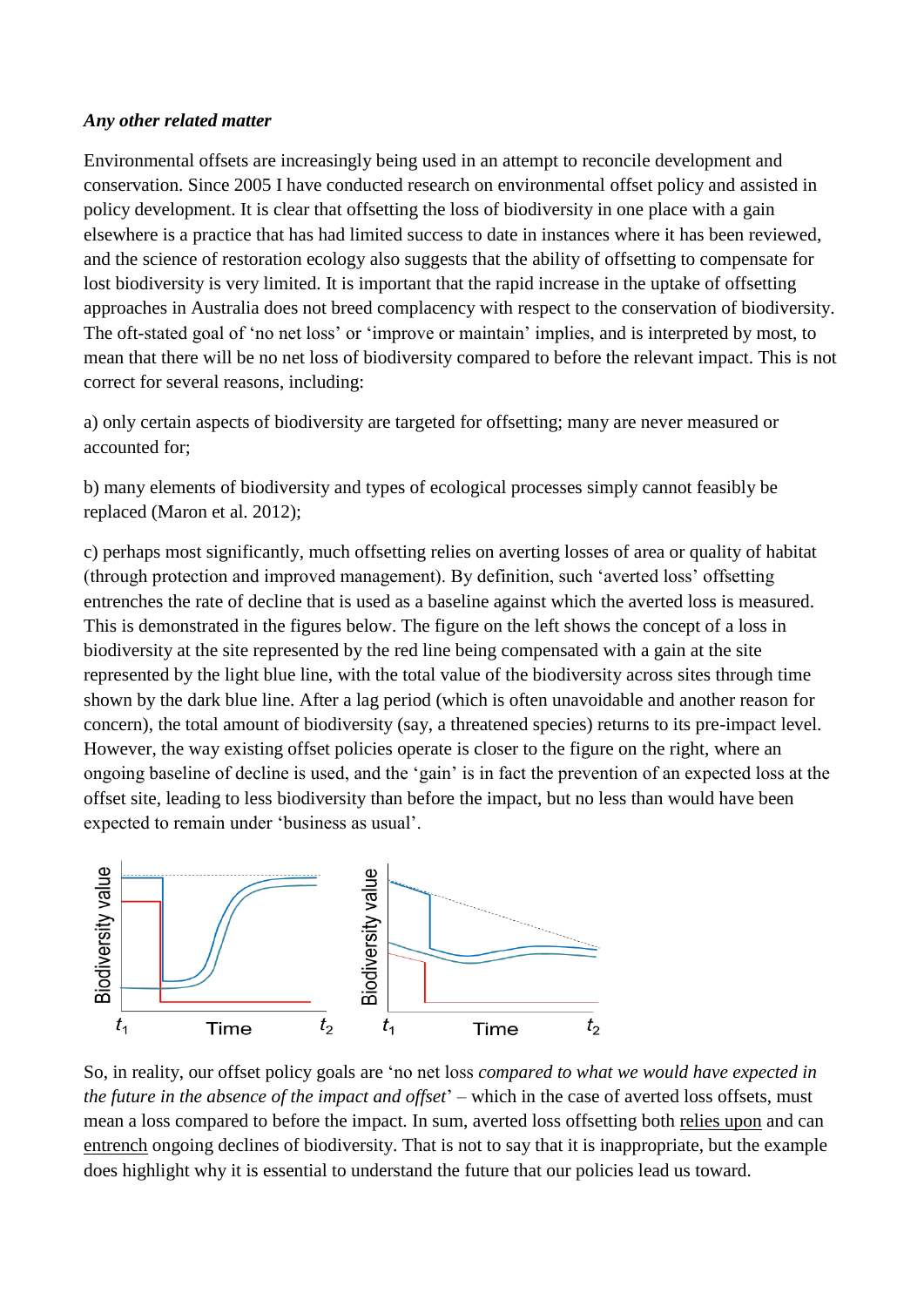***Any other related matter***

Environmental offsets are increasingly being used in an attempt to reconcile development and conservation. Since 2005 I have conducted research on environmental offset policy and assisted in policy development. It is clear that offsetting the loss of biodiversity in one place with a gain elsewhere is a practice that has had limited success to date in instances where it has been reviewed, and the science of restoration ecology also suggests that the ability of offsetting to compensate for lost biodiversity is very limited. It is important that the rapid increase in the uptake of offsetting approaches in Australia does not breed complacency with respect to the conservation of biodiversity. The oft-stated goal of 'no net loss' or 'improve or maintain' implies, and is interpreted by most, to mean that there will be no net loss of biodiversity compared to before the relevant impact. This is not correct for several reasons, including:

a) only certain aspects of biodiversity are targeted for offsetting; many are never measured or accounted for;

b) many elements of biodiversity and types of ecological processes simply cannot feasibly be replaced (Maron et al. 2012);

c) perhaps most significantly, much offsetting relies on averting losses of area or quality of habitat (through protection and improved management). By definition, such 'averted loss' offsetting entrenches the rate of decline that is used as a baseline against which the averted loss is measured. This is demonstrated in the figures below. The figure on the left shows the concept of a loss in biodiversity at the site represented by the red line being compensated with a gain at the site represented by the light blue line, with the total value of the biodiversity across sites through time shown by the dark blue line. After a lag period (which is often unavoidable and another reason for concern), the total amount of biodiversity (say, a threatened species) returns to its pre-impact level. However, the way existing offset policies operate is closer to the figure on the right, where an ongoing baseline of decline is used, and the 'gain' is in fact the prevention of an expected loss at the offset site, leading to less biodiversity than before the impact, but no less than would have been expected to remain under 'business as usual'.

So, in reality, our offset policy goals are 'no net loss *compared to what we would have expected in the future in the absence of the impact and offset*' – which in the case of averted loss offsets, must mean a loss compared to before the impact. In sum, averted loss offsetting both relies upon and can entrench ongoing declines of biodiversity. That is not to say that it is inappropriate, but the example does highlight why it is essential to understand the future that our policies lead us toward.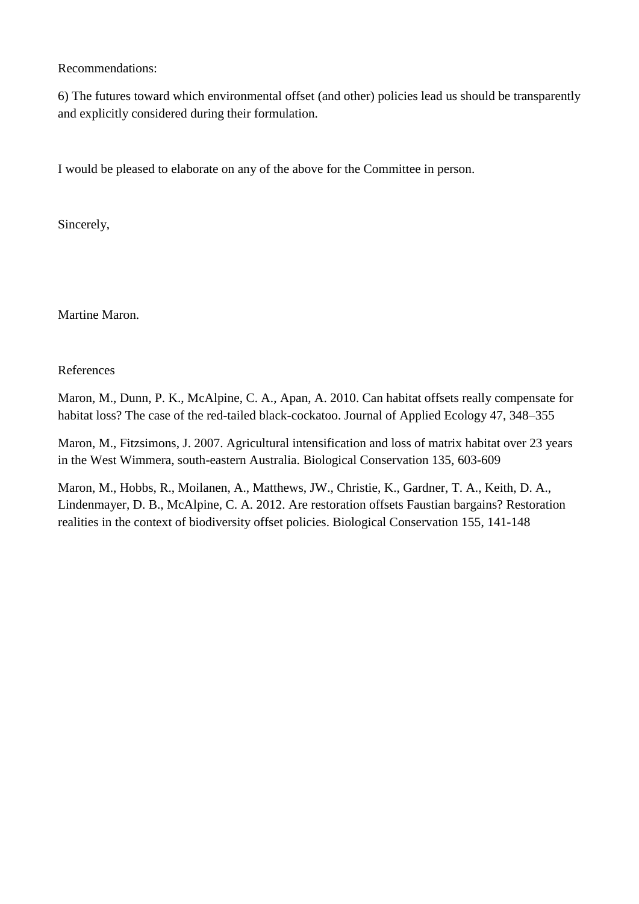Recommendations:

6) The futures toward which environmental offset (and other) policies lead us should be transparently and explicitly considered during their formulation.

I would be pleased to elaborate on any of the above for the Committee in person.

Sincerely,

Martine Maron.

References

Maron, M., Dunn, P. K., McAlpine, C. A., Apan, A. 2010. Can habitat offsets really compensate for habitat loss? The case of the red-tailed black-cockatoo. Journal of Applied Ecology 47, 348–355

Maron, M., Fitzsimons, J. 2007. Agricultural intensification and loss of matrix habitat over 23 years in the West Wimmera, south-eastern Australia. Biological Conservation 135, 603-609

Maron, M., Hobbs, R., Moilanen, A., Matthews, JW., Christie, K., Gardner, T. A., Keith, D. A., Lindenmayer, D. B., McAlpine, C. A. 2012. Are restoration offsets Faustian bargains? Restoration realities in the context of biodiversity offset policies. Biological Conservation 155, 141-148